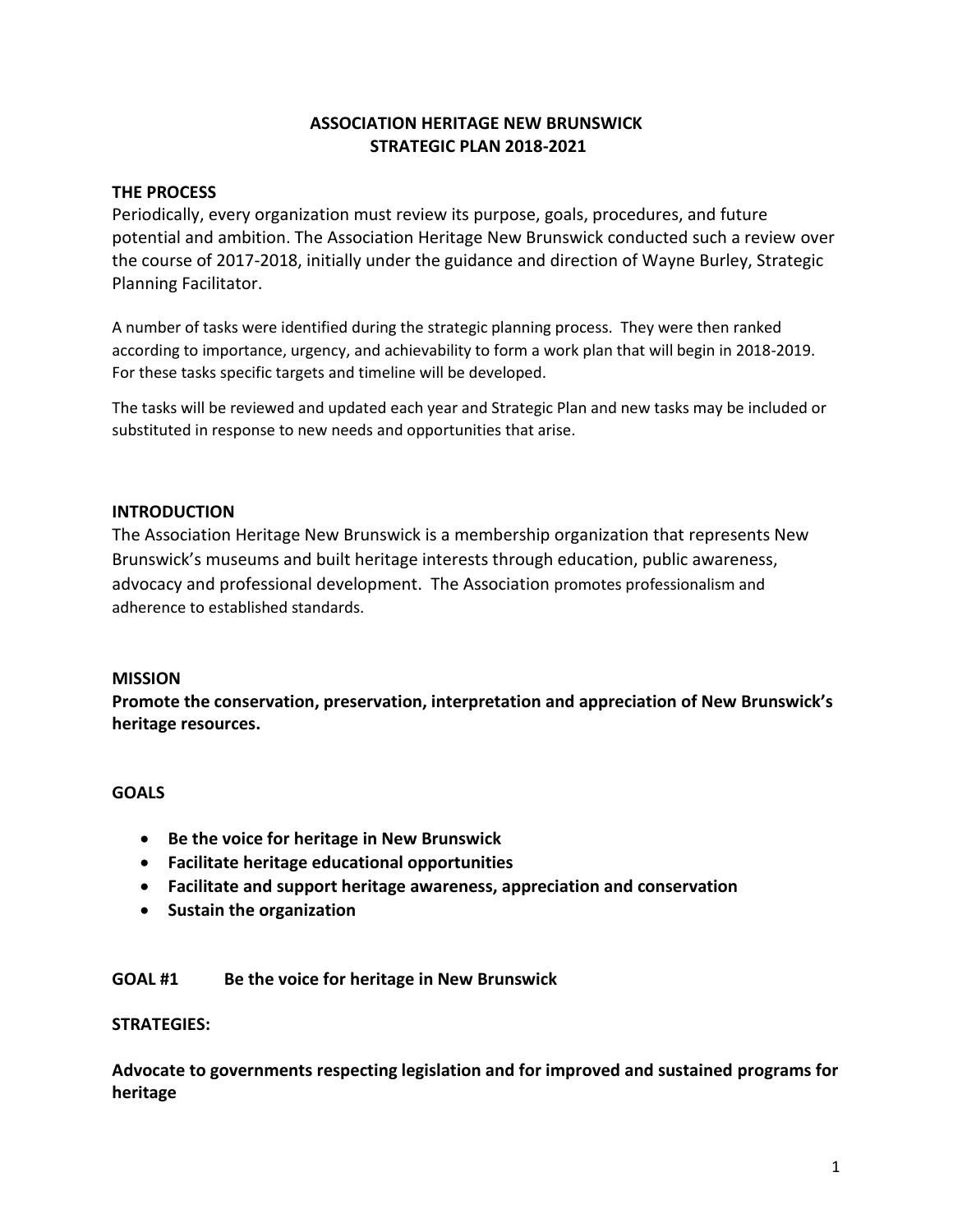# ASSOCIATION HERITAGE NEW BRUNSWICK
# STRATEGIC PLAN 2018-2021

## THE PROCESS

Periodically, every organization must review its purpose, goals, procedures, and future potential and ambition. The Association Heritage New Brunswick conducted such a review over the course of 2017-2018, initially under the guidance and direction of Wayne Burley, Strategic Planning Facilitator.

A number of tasks were identified during the strategic planning process. They were then ranked according to importance, urgency, and achievability to form a work plan that will begin in 2018-2019. For these tasks specific targets and timeline will be developed.

The tasks will be reviewed and updated each year and Strategic Plan and new tasks may be included or substituted in response to new needs and opportunities that arise.

## INTRODUCTION

The Association Heritage New Brunswick is a membership organization that represents New Brunswick's museums and built heritage interests through education, public awareness, advocacy and professional development. The Association promotes professionalism and adherence to established standards.

## MISSION

**Promote the conservation, preservation, interpretation and appreciation of New Brunswick's heritage resources.**

## GOALS

- **Be the voice for heritage in New Brunswick**
- **Facilitate heritage educational opportunities**
- **Facilitate and support heritage awareness, appreciation and conservation**
- **Sustain the organization**

## GOAL #1 Be the voice for heritage in New Brunswick

**STRATEGIES:**

**Advocate to governments respecting legislation and for improved and sustained programs for heritage**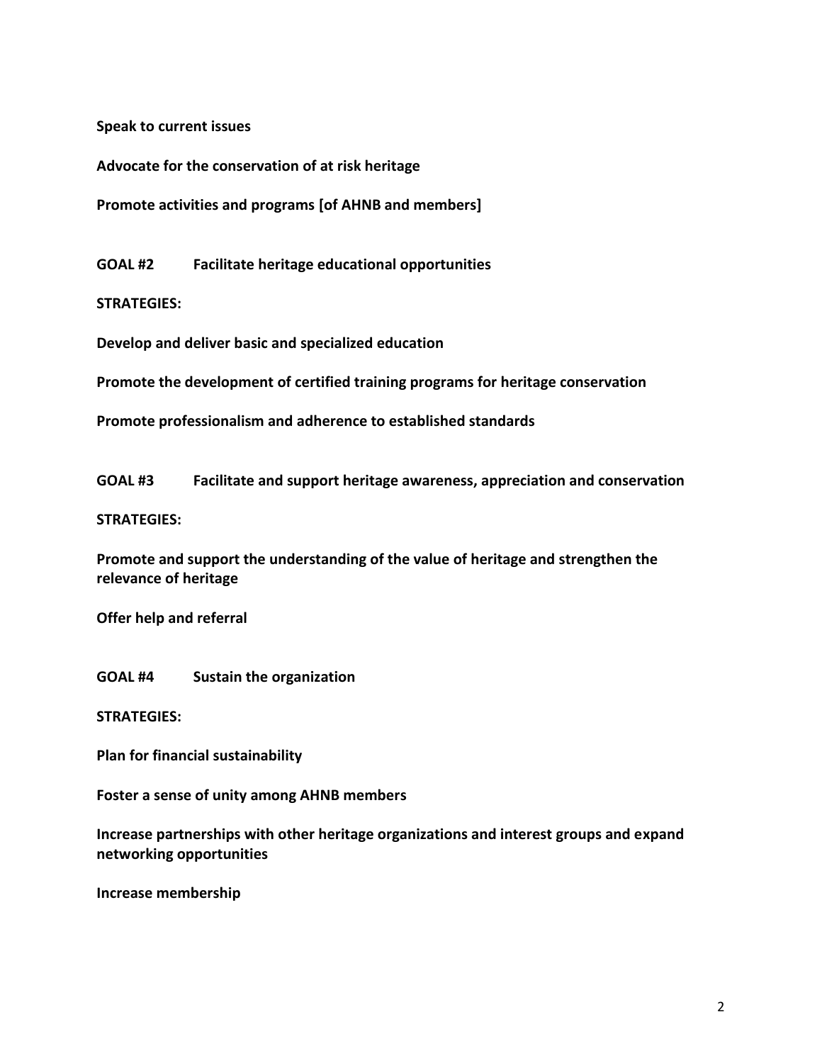**Speak to current issues**

**Advocate for the conservation of at risk heritage**

**Promote activities and programs [of AHNB and members]**

**GOAL #2 Facilitate heritage educational opportunities**

**STRATEGIES:**

**Develop and deliver basic and specialized education**

**Promote the development of certified training programs for heritage conservation**

**Promote professionalism and adherence to established standards**

**GOAL #3 Facilitate and support heritage awareness, appreciation and conservation**

**STRATEGIES:**

**Promote and support the understanding of the value of heritage and strengthen the relevance of heritage**

**Offer help and referral**

**GOAL #4 Sustain the organization**

**STRATEGIES:**

**Plan for financial sustainability**

**Foster a sense of unity among AHNB members**

**Increase partnerships with other heritage organizations and interest groups and expand networking opportunities**

**Increase membership**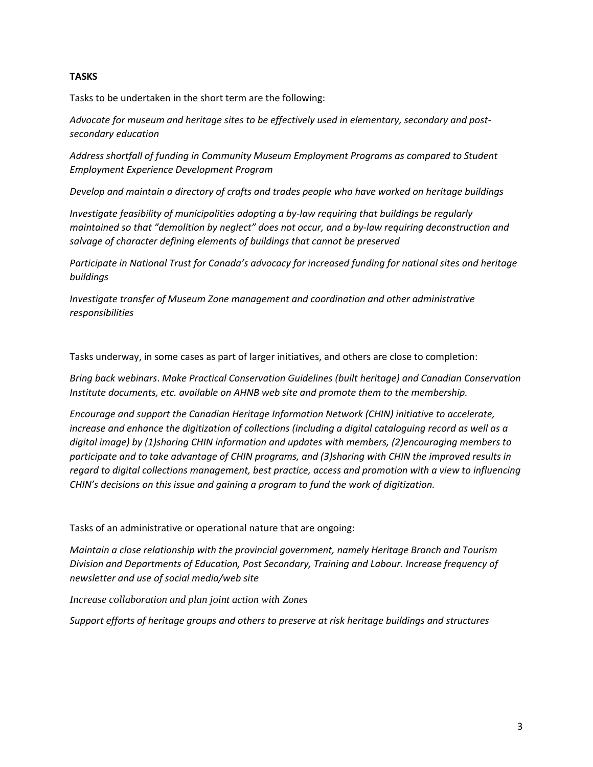**TASKS**

Tasks to be undertaken in the short term are the following:

*Advocate for museum and heritage sites to be effectively used in elementary, secondary and post-secondary education*

*Address shortfall of funding in Community Museum Employment Programs as compared to Student Employment Experience Development Program*

*Develop and maintain a directory of crafts and trades people who have worked on heritage buildings*

*Investigate feasibility of municipalities adopting a by-law requiring that buildings be regularly maintained so that "demolition by neglect" does not occur, and a by-law requiring deconstruction and salvage of character defining elements of buildings that cannot be preserved*

*Participate in National Trust for Canada's advocacy for increased funding for national sites and heritage buildings*

*Investigate transfer of Museum Zone management and coordination and other administrative responsibilities*

Tasks underway, in some cases as part of larger initiatives, and others are close to completion:

*Bring back webinars. Make Practical Conservation Guidelines (built heritage) and Canadian Conservation Institute documents, etc. available on AHNB web site and promote them to the membership.*

*Encourage and support the Canadian Heritage Information Network (CHIN) initiative to accelerate, increase and enhance the digitization of collections (including a digital cataloguing record as well as a digital image) by (1)sharing CHIN information and updates with members, (2)encouraging members to participate and to take advantage of CHIN programs, and (3)sharing with CHIN the improved results in regard to digital collections management, best practice, access and promotion with a view to influencing CHIN's decisions on this issue and gaining a program to fund the work of digitization.*

Tasks of an administrative or operational nature that are ongoing:

*Maintain a close relationship with the provincial government, namely Heritage Branch and Tourism Division and Departments of Education, Post Secondary, Training and Labour. Increase frequency of newsletter and use of social media/web site*

*Increase collaboration and plan joint action with Zones*

*Support efforts of heritage groups and others to preserve at risk heritage buildings and structures*